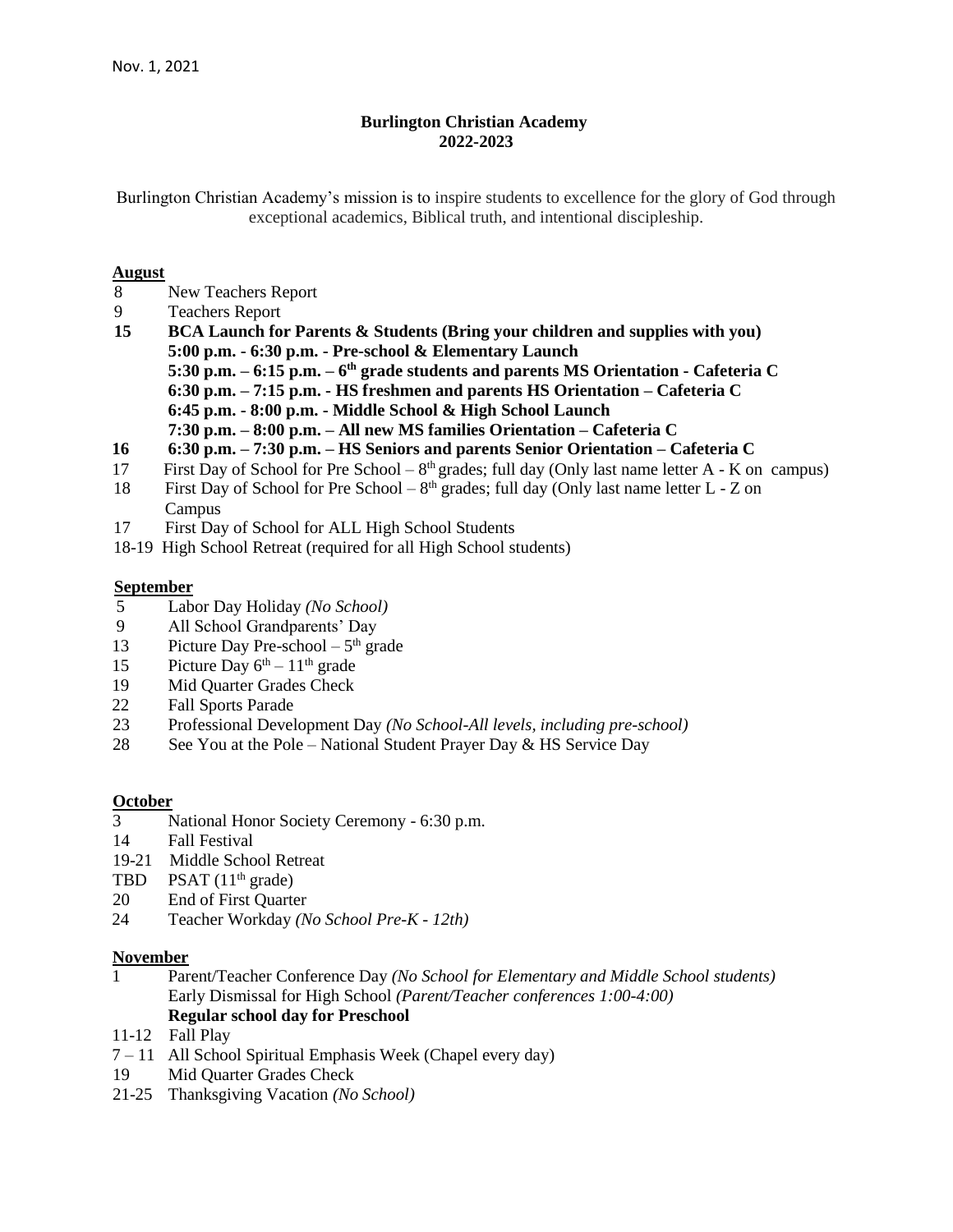Nov. 1, 2021

**Burlington Christian Academy**
**2022-2023**

Burlington Christian Academy's mission is to inspire students to excellence for the glory of God through exceptional academics, Biblical truth, and intentional discipleship.

**August**

8 New Teachers Report
9 Teachers Report
**15 BCA Launch for Parents & Students (Bring your children and supplies with you)**
**5:00 p.m. - 6:30 p.m. - Pre-school & Elementary Launch**
**5:30 p.m. – 6:15 p.m. – 6th grade students and parents MS Orientation - Cafeteria C**
**6:30 p.m. – 7:15 p.m. - HS freshmen and parents HS Orientation – Cafeteria C**
**6:45 p.m. - 8:00 p.m. - Middle School & High School Launch**
**7:30 p.m. – 8:00 p.m. – All new MS families Orientation – Cafeteria C**
**16 6:30 p.m. – 7:30 p.m. – HS Seniors and parents Senior Orientation – Cafeteria C**
17 First Day of School for Pre School – 8th grades; full day (Only last name letter A - K on campus)
18 First Day of School for Pre School – 8th grades; full day (Only last name letter L - Z on Campus
17 First Day of School for ALL High School Students
18-19 High School Retreat (required for all High School students)

**September**

5 Labor Day Holiday *(No School)*
9 All School Grandparents' Day
13 Picture Day Pre-school – 5th grade
15 Picture Day 6th – 11th grade
19 Mid Quarter Grades Check
22 Fall Sports Parade
23 Professional Development Day *(No School-All levels, including pre-school)*
28 See You at the Pole – National Student Prayer Day & HS Service Day

**October**

3 National Honor Society Ceremony - 6:30 p.m.
14 Fall Festival
19-21 Middle School Retreat
TBD PSAT (11th grade)
20 End of First Quarter
24 Teacher Workday *(No School Pre-K - 12th)*

**November**

1 Parent/Teacher Conference Day *(No School for Elementary and Middle School students)*
Early Dismissal for High School *(Parent/Teacher conferences 1:00-4:00)*
**Regular school day for Preschool**
11-12 Fall Play
7 – 11 All School Spiritual Emphasis Week (Chapel every day)
19 Mid Quarter Grades Check
21-25 Thanksgiving Vacation *(No School)*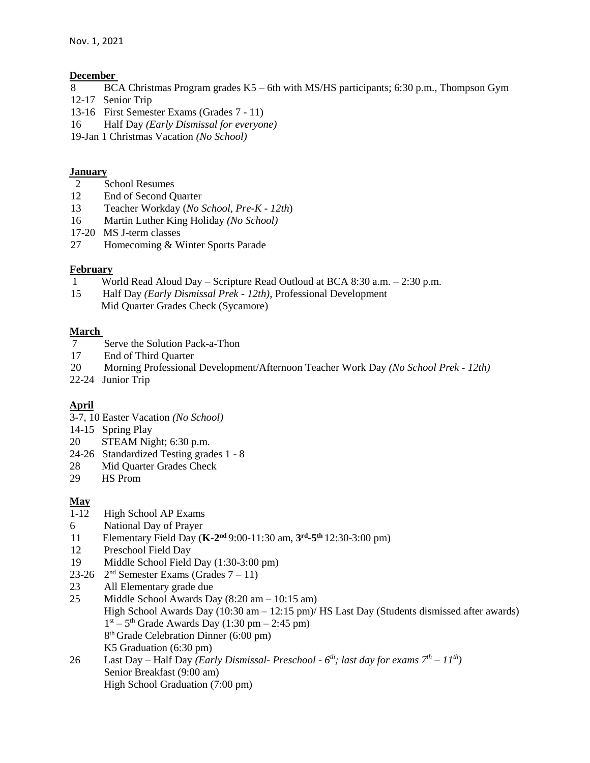Nov. 1, 2021

**December**

8 BCA Christmas Program grades K5 – 6th with MS/HS participants; 6:30 p.m., Thompson Gym
12-17 Senior Trip
13-16 First Semester Exams (Grades 7 - 11)
16 Half Day *(Early Dismissal for everyone)*
19-Jan 1 Christmas Vacation *(No School)*

**January**

2 School Resumes
12 End of Second Quarter
13 Teacher Workday (*No School, Pre-K - 12th*)
16 Martin Luther King Holiday *(No School)*
17-20 MS J-term classes
27 Homecoming & Winter Sports Parade

**February**

1 World Read Aloud Day – Scripture Read Outloud at BCA 8:30 a.m. – 2:30 p.m.
15 Half Day *(Early Dismissal Prek - 12th)*, Professional Development
Mid Quarter Grades Check (Sycamore)

**March**

7 Serve the Solution Pack-a-Thon
17 End of Third Quarter
20 Morning Professional Development/Afternoon Teacher Work Day *(No School Prek - 12th)*
22-24 Junior Trip

**April**

3-7, 10 Easter Vacation *(No School)*
14-15 Spring Play
20 STEAM Night; 6:30 p.m.
24-26 Standardized Testing grades 1 - 8
28 Mid Quarter Grades Check
29 HS Prom

**May**

1-12 High School AP Exams
6 National Day of Prayer
11 Elementary Field Day (**K-2nd** 9:00-11:30 am, **3rd-5th** 12:30-3:00 pm)
12 Preschool Field Day
19 Middle School Field Day (1:30-3:00 pm)
23-26 2nd Semester Exams (Grades 7 – 11)
23 All Elementary grade due
25 Middle School Awards Day (8:20 am – 10:15 am)
High School Awards Day (10:30 am – 12:15 pm)/ HS Last Day (Students dismissed after awards)
1st – 5th Grade Awards Day (1:30 pm – 2:45 pm)
8th Grade Celebration Dinner (6:00 pm)
K5 Graduation (6:30 pm)
26 Last Day – Half Day *(Early Dismissal- Preschool - 6th; last day for exams 7th – 11th)*
Senior Breakfast (9:00 am)
High School Graduation (7:00 pm)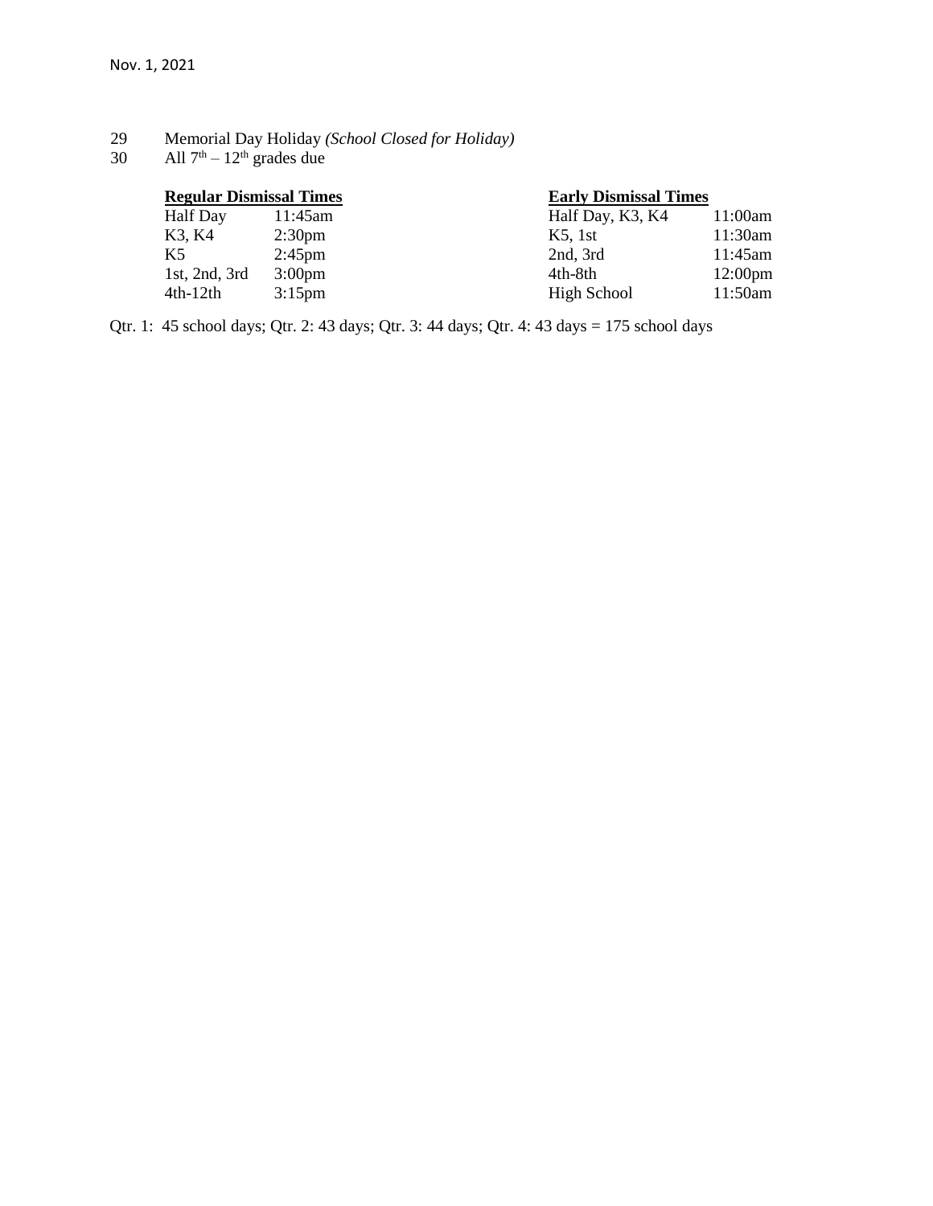29 Memorial Day Holiday *(School Closed for Holiday)*
30 All 7th – 12th grades due

| **Regular Dismissal Times** | | **Early Dismissal Times** | |
|---|---|---|---|
| Half Day | 11:45am | Half Day, K3, K4 | 11:00am |
| K3, K4 | 2:30pm | K5, 1st | 11:30am |
| K5 | 2:45pm | 2nd, 3rd | 11:45am |
| 1st, 2nd, 3rd | 3:00pm | 4th-8th | 12:00pm |
| 4th-12th | 3:15pm | High School | 11:50am |

Qtr. 1: 45 school days; Qtr. 2: 43 days; Qtr. 3: 44 days; Qtr. 4: 43 days = 175 school days